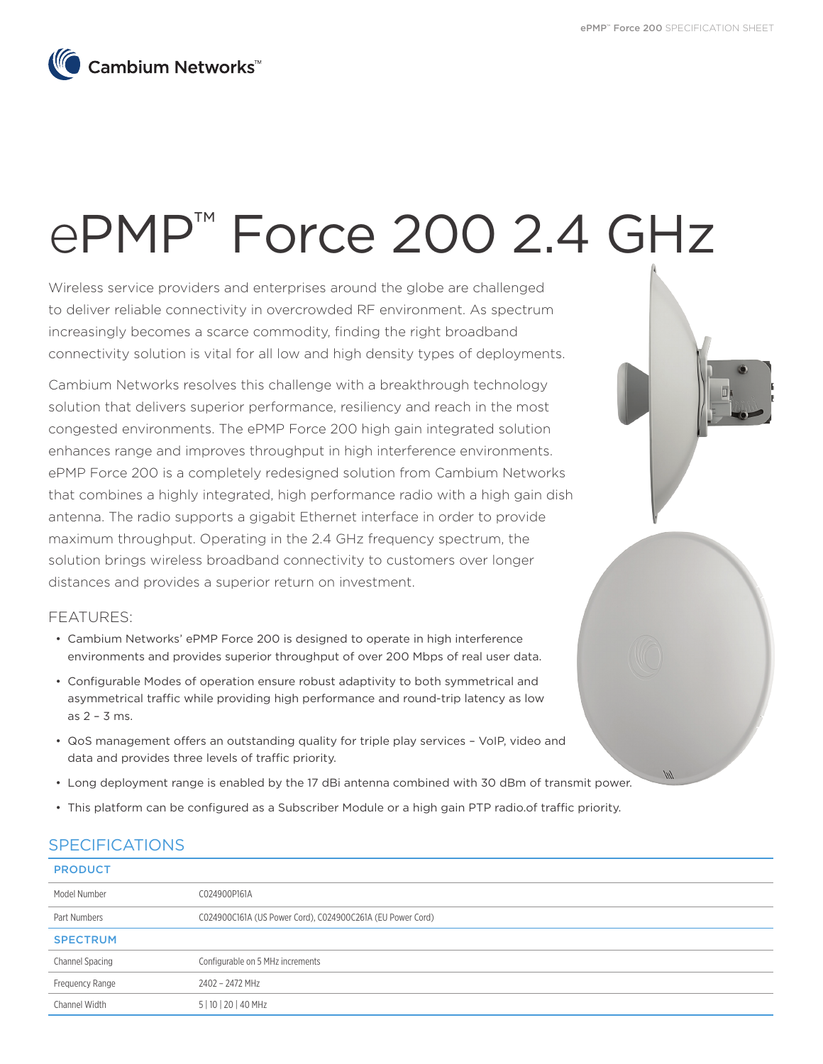# ePMP™ Force 200 2.4 GHz

Wireless service providers and enterprises around the globe are challenged to deliver reliable connectivity in overcrowded RF environment. As spectrum increasingly becomes a scarce commodity, finding the right broadband connectivity solution is vital for all low and high density types of deployments.

Cambium Networks resolves this challenge with a breakthrough technology solution that delivers superior performance, resiliency and reach in the most congested environments. The ePMP Force 200 high gain integrated solution enhances range and improves throughput in high interference environments. ePMP Force 200 is a completely redesigned solution from Cambium Networks that combines a highly integrated, high performance radio with a high gain dish antenna. The radio supports a gigabit Ethernet interface in order to provide maximum throughput. Operating in the 2.4 GHz frequency spectrum, the solution brings wireless broadband connectivity to customers over longer distances and provides a superior return on investment.

## FEATURES:

- Cambium Networks' ePMP Force 200 is designed to operate in high interference environments and provides superior throughput of over 200 Mbps of real user data.
- Configurable Modes of operation ensure robust adaptivity to both symmetrical and asymmetrical traffic while providing high performance and round-trip latency as low as 2 – 3 ms.
- QoS management offers an outstanding quality for triple play services – VoIP, video and data and provides three levels of traffic priority.
- Long deployment range is enabled by the 17 dBi antenna combined with 30 dBm of transmit power.
- This platform can be configured as a Subscriber Module or a high gain PTP radio.of traffic priority.

## SPECIFICATIONS

| PRODUCT | |
|---|---|
| Model Number | C024900P161A |
| Part Numbers | C024900C161A (US Power Cord), C024900C261A (EU Power Cord) |
| **SPECTRUM** | |
| Channel Spacing | Configurable on 5 MHz increments |
| Frequency Range | 2402 – 2472 MHz |
| Channel Width | 5 \| 10 \| 20 \| 40 MHz |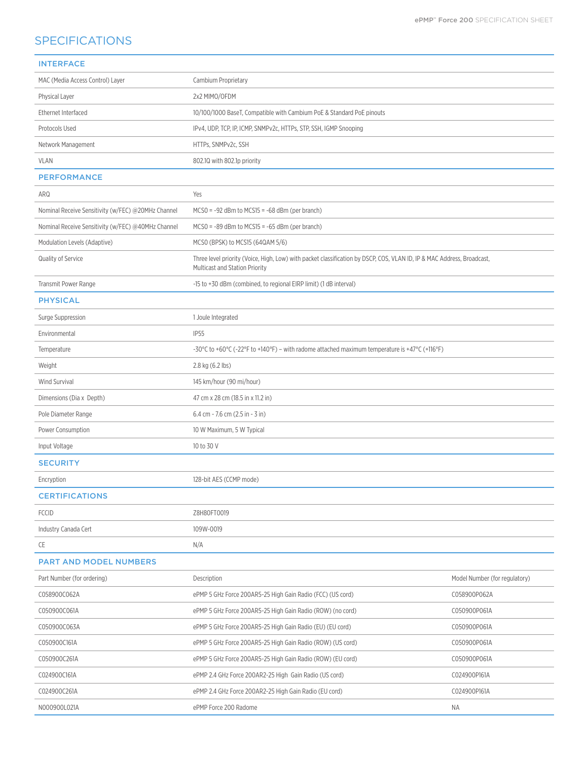# SPECIFICATIONS

## INTERFACE

| | |
|---|---|
| MAC (Media Access Control) Layer | Cambium Proprietary |
| Physical Layer | 2x2 MIMO/OFDM |
| Ethernet Interfaced | 10/100/1000 BaseT, Compatible with Cambium PoE & Standard PoE pinouts |
| Protocols Used | IPv4, UDP, TCP, IP, ICMP, SNMPv2c, HTTPs, STP, SSH, IGMP Snooping |
| Network Management | HTTPs, SNMPv2c, SSH |
| VLAN | 802.1Q with 802.1p priority |

## PERFORMANCE

| | |
|---|---|
| ARQ | Yes |
| Nominal Receive Sensitivity (w/FEC) @20MHz Channel | MCS0 = -92 dBm to MCS15 = -68 dBm (per branch) |
| Nominal Receive Sensitivity (w/FEC) @40MHz Channel | MCS0 = -89 dBm to MCS15 = -65 dBm (per branch) |
| Modulation Levels (Adaptive) | MCS0 (BPSK) to MCS15 (64QAM 5/6) |
| Quality of Service | Three level priority (Voice, High, Low) with packet classification by DSCP, COS, VLAN ID, IP & MAC Address, Broadcast, Multicast and Station Priority |
| Transmit Power Range | -15 to +30 dBm (combined, to regional EIRP limit) (1 dB interval) |

## PHYSICAL

| | |
|---|---|
| Surge Suppression | 1 Joule Integrated |
| Environmental | IP55 |
| Temperature | -30°C to +60°C (-22°F to +140°F) – with radome attached maximum temperature is +47°C (+116°F) |
| Weight | 2.8 kg (6.2 lbs) |
| Wind Survival | 145 km/hour (90 mi/hour) |
| Dimensions (Dia x Depth) | 47 cm x 28 cm (18.5 in x 11.2 in) |
| Pole Diameter Range | 6.4 cm - 7.6 cm (2.5 in - 3 in) |
| Power Consumption | 10 W Maximum, 5 W Typical |
| Input Voltage | 10 to 30 V |

## SECURITY

| | |
|---|---|
| Encryption | 128-bit AES (CCMP mode) |

## CERTIFICATIONS

| | |
|---|---|
| FCCID | Z8H80FT0019 |
| Industry Canada Cert | 109W-0019 |
| CE | N/A |

## PART AND MODEL NUMBERS

| Part Number (for ordering) | Description | Model Number (for regulatory) |
|---|---|---|
| C058900C062A | ePMP 5 GHz Force 200AR5-25 High Gain Radio (FCC) (US cord) | C058900P062A |
| C050900C061A | ePMP 5 GHz Force 200AR5-25 High Gain Radio (ROW) (no cord) | C050900P061A |
| C050900C063A | ePMP 5 GHz Force 200AR5-25 High Gain Radio (EU) (EU cord) | C050900P061A |
| C050900C161A | ePMP 5 GHz Force 200AR5-25 High Gain Radio (ROW) (US cord) | C050900P061A |
| C050900C261A | ePMP 5 GHz Force 200AR5-25 High Gain Radio (ROW) (EU cord) | C050900P061A |
| C024900C161A | ePMP 2.4 GHz Force 200AR2-25 High Gain Radio (US cord) | C024900P161A |
| C024900C261A | ePMP 2.4 GHz Force 200AR2-25 High Gain Radio (EU cord) | C024900P161A |
| N000900L021A | ePMP Force 200 Radome | NA |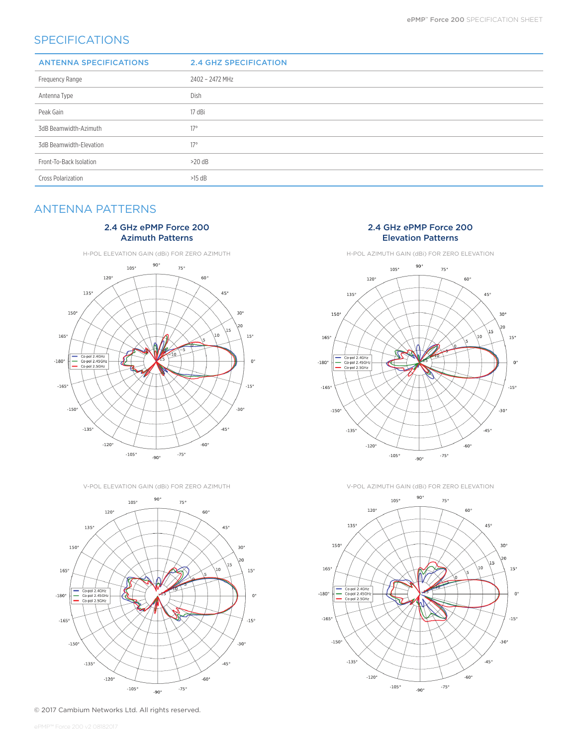## SPECIFICATIONS

| ANTENNA SPECIFICATIONS | 2.4 GHZ SPECIFICATION |
|---|---|
| Frequency Range | 2402 – 2472 MHz |
| Antenna Type | Dish |
| Peak Gain | 17 dBi |
| 3dB Beamwidth-Azimuth | 17° |
| 3dB Beamwidth-Elevation | 17° |
| Front-To-Back Isolation | >20 dB |
| Cross Polarization | >15 dB |

## ANTENNA PATTERNS

### 2.4 GHz ePMP Force 200 Azimuth Patterns

H-POL ELEVATION GAIN (dBi) FOR ZERO AZIMUTH

Co-pol 2.4GHz
Co-pol 2.45GHz
Co-pol 2.5GHz

V-POL ELEVATION GAIN (dBi) FOR ZERO AZIMUTH

Co-pol 2.4GHz
Co-pol 2.45GHz
Co-pol 2.5GHz

### 2.4 GHz ePMP Force 200 Elevation Patterns

H-POL AZIMUTH GAIN (dBi) FOR ZERO ELEVATION

Co-pol 2.4GHz
Co-pol 2.45GHz
Co-pol 2.5GHz

V-POL AZIMUTH GAIN (dBi) FOR ZERO ELEVATION

Co-pol 2.4GHz
Co-pol 2.45GHz
Co-pol 2.5GHz

© 2017 Cambium Networks Ltd. All rights reserved.

ePMP™ Force 200 v2 08182017